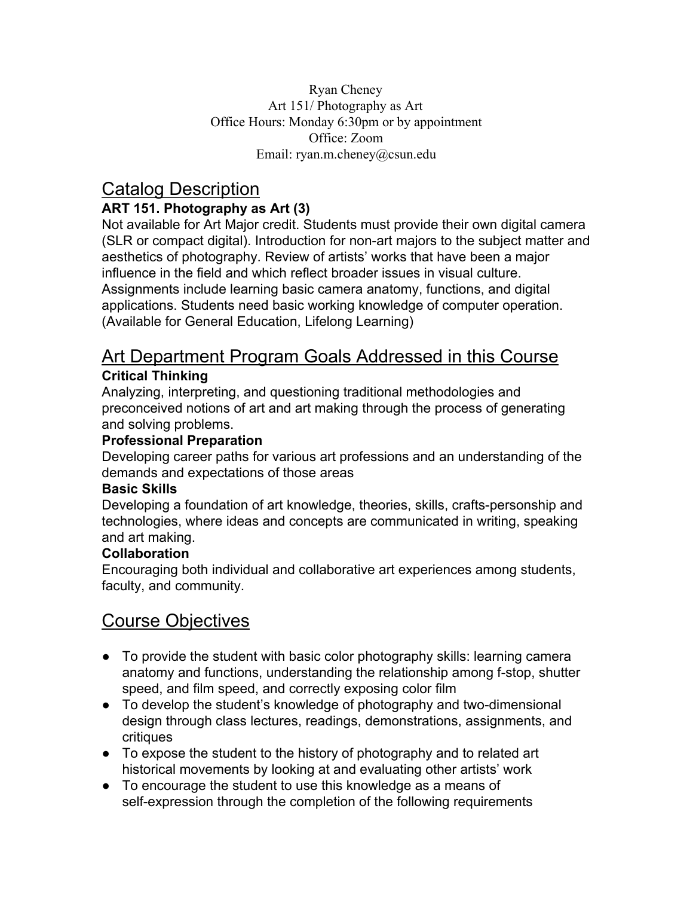Ryan Cheney
Art 151/ Photography as Art
Office Hours: Monday 6:30pm or by appointment
Office: Zoom
Email: ryan.m.cheney@csun.edu

## Catalog Description

**ART 151. Photography as Art (3)**

Not available for Art Major credit. Students must provide their own digital camera (SLR or compact digital). Introduction for non-art majors to the subject matter and aesthetics of photography. Review of artists' works that have been a major influence in the field and which reflect broader issues in visual culture. Assignments include learning basic camera anatomy, functions, and digital applications. Students need basic working knowledge of computer operation. (Available for General Education, Lifelong Learning)

## Art Department Program Goals Addressed in this Course

**Critical Thinking**

Analyzing, interpreting, and questioning traditional methodologies and preconceived notions of art and art making through the process of generating and solving problems.

**Professional Preparation**

Developing career paths for various art professions and an understanding of the demands and expectations of those areas

**Basic Skills**

Developing a foundation of art knowledge, theories, skills, crafts-personship and technologies, where ideas and concepts are communicated in writing, speaking and art making.

**Collaboration**

Encouraging both individual and collaborative art experiences among students, faculty, and community.

## Course Objectives

- To provide the student with basic color photography skills: learning camera anatomy and functions, understanding the relationship among f-stop, shutter speed, and film speed, and correctly exposing color film
- To develop the student's knowledge of photography and two-dimensional design through class lectures, readings, demonstrations, assignments, and critiques
- To expose the student to the history of photography and to related art historical movements by looking at and evaluating other artists' work
- To encourage the student to use this knowledge as a means of self-expression through the completion of the following requirements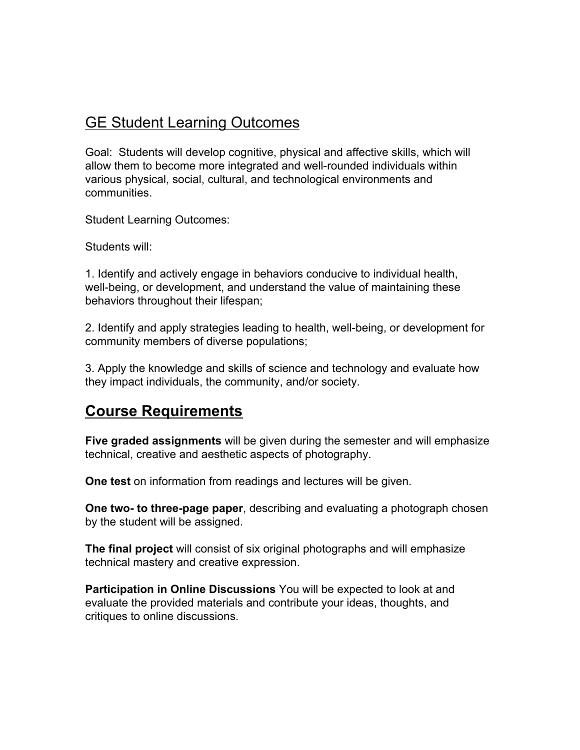## GE Student Learning Outcomes

Goal: Students will develop cognitive, physical and affective skills, which will allow them to become more integrated and well-rounded individuals within various physical, social, cultural, and technological environments and communities.

Student Learning Outcomes:

Students will:

1. Identify and actively engage in behaviors conducive to individual health, well-being, or development, and understand the value of maintaining these behaviors throughout their lifespan;

2. Identify and apply strategies leading to health, well-being, or development for community members of diverse populations;

3. Apply the knowledge and skills of science and technology and evaluate how they impact individuals, the community, and/or society.

## Course Requirements

**Five graded assignments** will be given during the semester and will emphasize technical, creative and aesthetic aspects of photography.

**One test** on information from readings and lectures will be given.

**One two- to three-page paper**, describing and evaluating a photograph chosen by the student will be assigned.

**The final project** will consist of six original photographs and will emphasize technical mastery and creative expression.

**Participation in Online Discussions** You will be expected to look at and evaluate the provided materials and contribute your ideas, thoughts, and critiques to online discussions.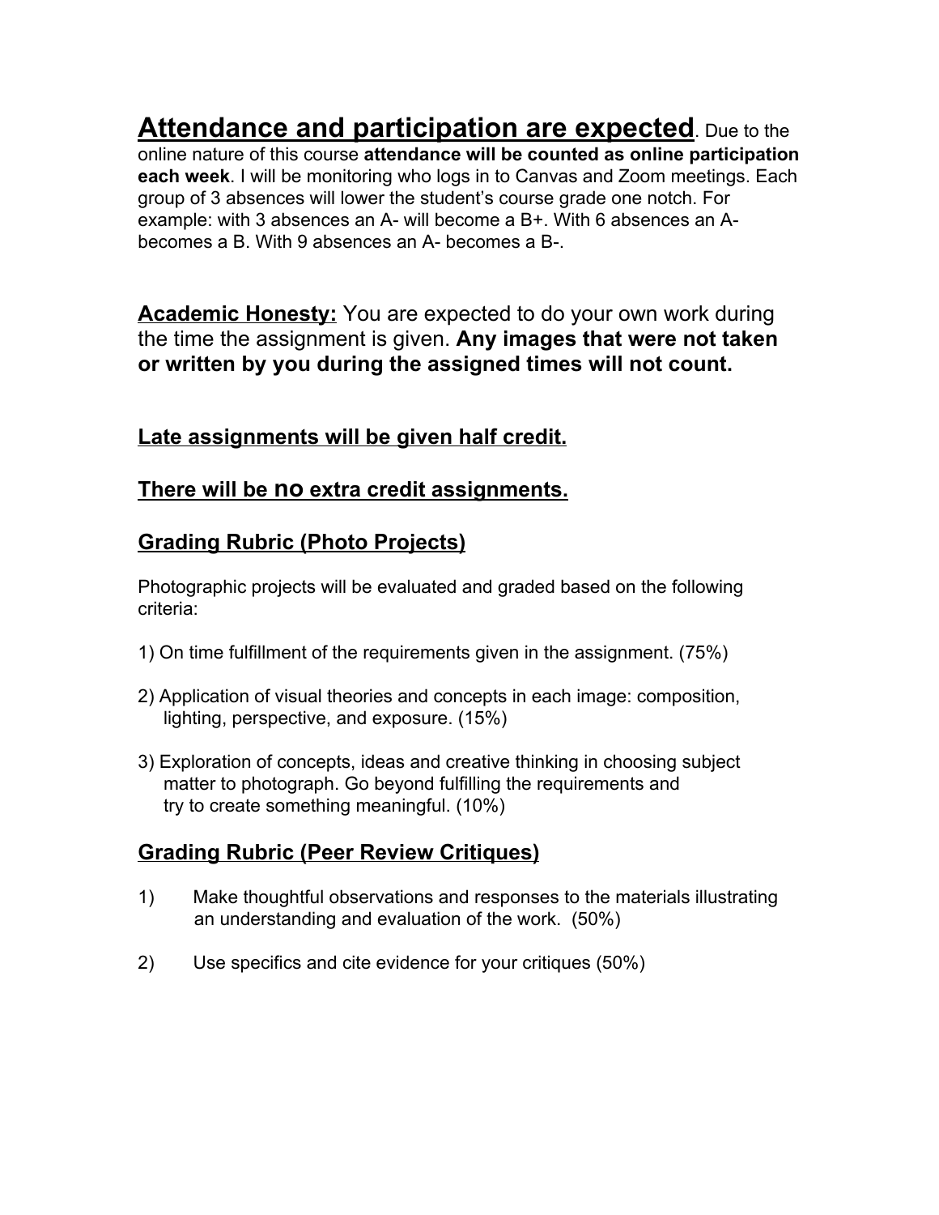**<u>Attendance and participation are expected</u>**. Due to the online nature of this course **attendance will be counted as online participation each week**. I will be monitoring who logs in to Canvas and Zoom meetings. Each group of 3 absences will lower the student's course grade one notch. For example: with 3 absences an A- will become a B+. With 6 absences an A- becomes a B. With 9 absences an A- becomes a B-.

**<u>Academic Honesty:</u>** You are expected to do your own work during the time the assignment is given. **Any images that were not taken or written by you during the assigned times will not count.**

**<u>Late assignments will be given half credit.</u>**

**<u>There will be no extra credit assignments.</u>**

## <u>Grading Rubric (Photo Projects)</u>

Photographic projects will be evaluated and graded based on the following criteria:

1) On time fulfillment of the requirements given in the assignment. (75%)

2) Application of visual theories and concepts in each image: composition, lighting, perspective, and exposure. (15%)

3) Exploration of concepts, ideas and creative thinking in choosing subject matter to photograph. Go beyond fulfilling the requirements and try to create something meaningful. (10%)

## <u>Grading Rubric (Peer Review Critiques)</u>

1) Make thoughtful observations and responses to the materials illustrating an understanding and evaluation of the work. (50%)

2) Use specifics and cite evidence for your critiques (50%)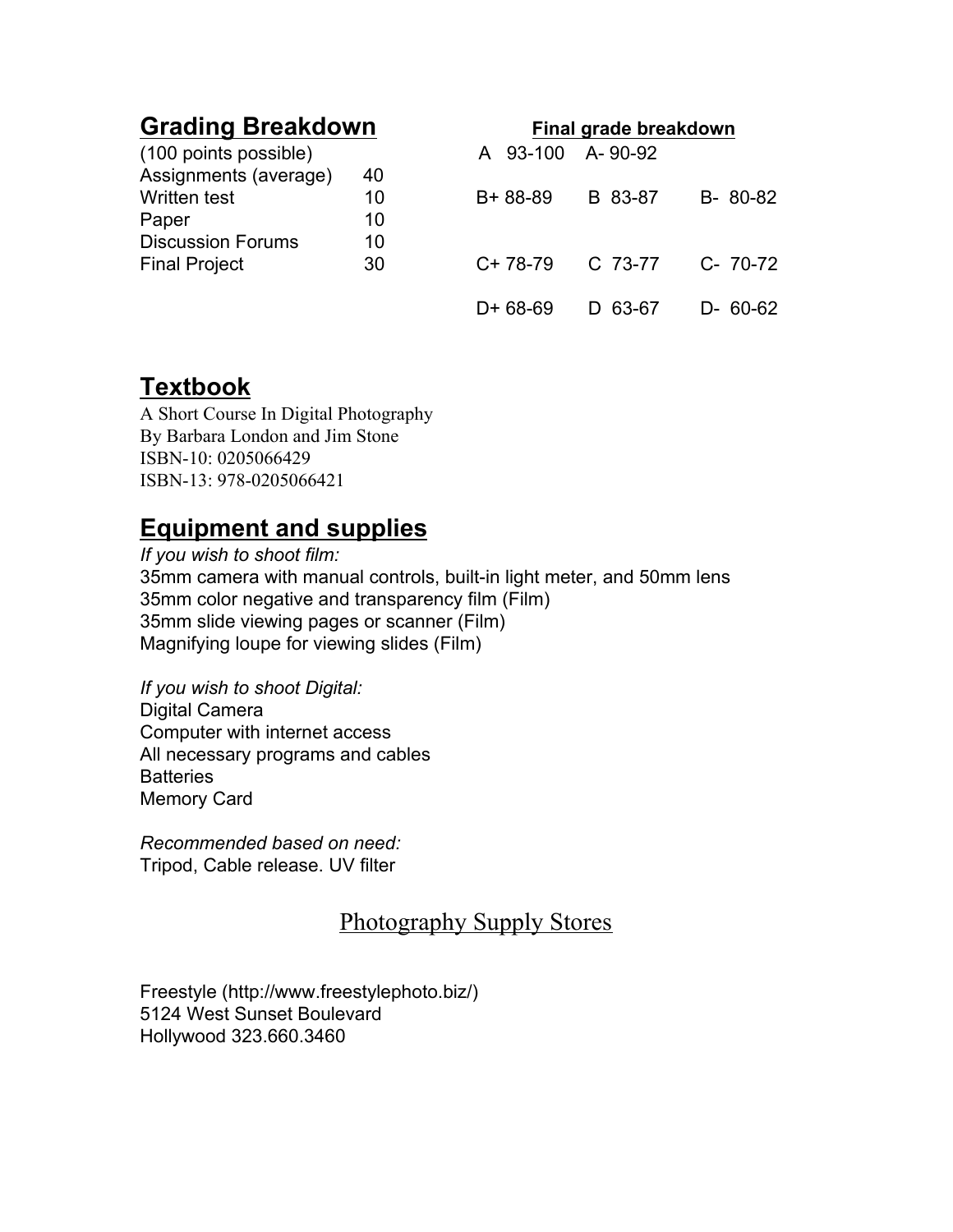## Grading Breakdown

| (100 points possible) | |
|---|---|
| Assignments (average) | 40 |
| Written test | 10 |
| Paper | 10 |
| Discussion Forums | 10 |
| Final Project | 30 |

**Final grade breakdown**

| | | |
|---|---|---|
| A 93-100 | A- 90-92 | |
| B+ 88-89 | B 83-87 | B- 80-82 |
| C+ 78-79 | C 73-77 | C- 70-72 |
| D+ 68-69 | D 63-67 | D- 60-62 |

## Textbook

A Short Course In Digital Photography
By Barbara London and Jim Stone
ISBN-10: 0205066429
ISBN-13: 978-0205066421

## Equipment and supplies

*If you wish to shoot film:*
35mm camera with manual controls, built-in light meter, and 50mm lens
35mm color negative and transparency film (Film)
35mm slide viewing pages or scanner (Film)
Magnifying loupe for viewing slides (Film)

*If you wish to shoot Digital:*
Digital Camera
Computer with internet access
All necessary programs and cables
Batteries
Memory Card

*Recommended based on need:*
Tripod, Cable release. UV filter

### Photography Supply Stores

Freestyle (http://www.freestylephoto.biz/)
5124 West Sunset Boulevard
Hollywood 323.660.3460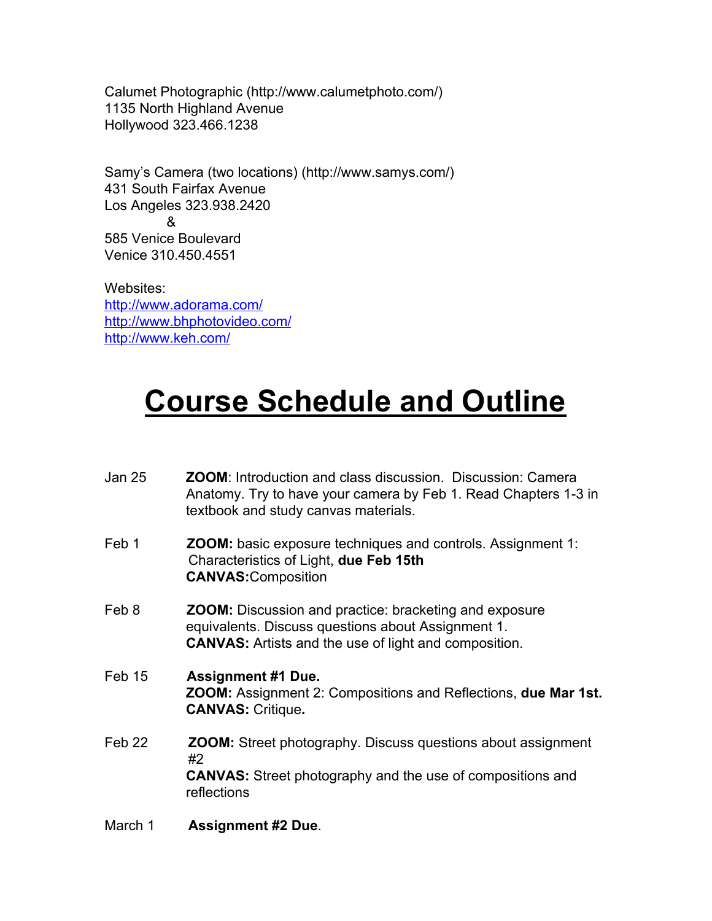Calumet Photographic (http://www.calumetphoto.com/)
1135 North Highland Avenue
Hollywood 323.466.1238

Samy's Camera (two locations) (http://www.samys.com/)
431 South Fairfax Avenue
Los Angeles 323.938.2420
&
585 Venice Boulevard
Venice 310.450.4551

Websites:
http://www.adorama.com/
http://www.bhphotovideo.com/
http://www.keh.com/

# Course Schedule and Outline

| | |
|---|---|
| Jan 25 | **ZOOM**: Introduction and class discussion. Discussion: Camera Anatomy. Try to have your camera by Feb 1. Read Chapters 1-3 in textbook and study canvas materials. |
| Feb 1 | **ZOOM:** basic exposure techniques and controls. Assignment 1: Characteristics of Light, **due Feb 15th**<br>**CANVAS:**Composition |
| Feb 8 | **ZOOM:** Discussion and practice: bracketing and exposure equivalents. Discuss questions about Assignment 1.<br>**CANVAS:** Artists and the use of light and composition. |
| Feb 15 | **Assignment #1 Due.**<br>**ZOOM:** Assignment 2: Compositions and Reflections, **due Mar 1st.**<br>**CANVAS:** Critique**.** |
| Feb 22 | **ZOOM:** Street photography. Discuss questions about assignment #2<br>**CANVAS:** Street photography and the use of compositions and reflections |
| March 1 | **Assignment #2 Due**. |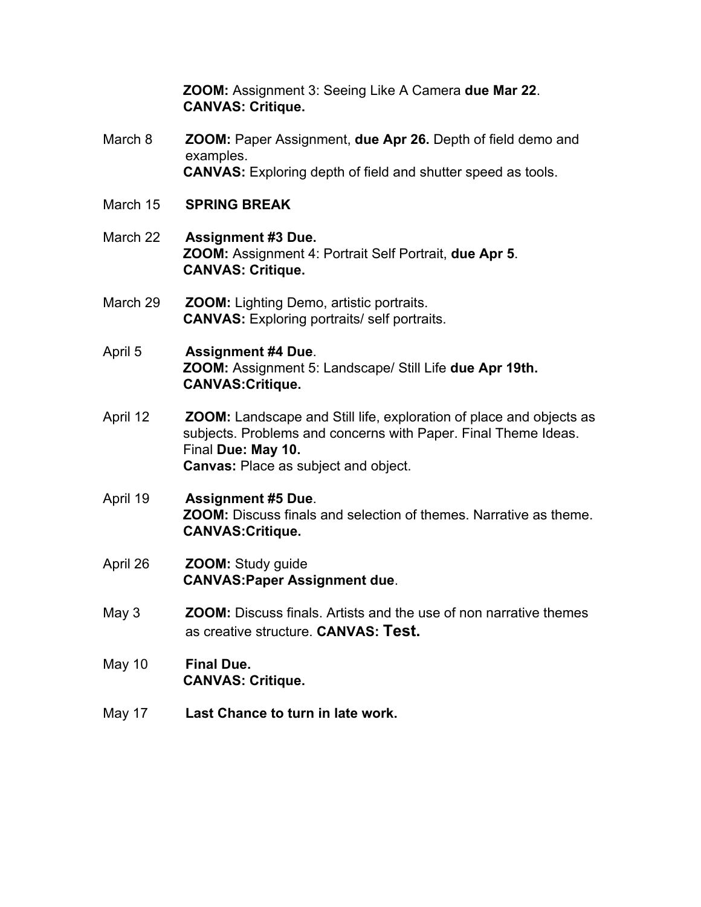**ZOOM:** Assignment 3: Seeing Like A Camera **due Mar 22**.
**CANVAS: Critique.**

March 8 **ZOOM:** Paper Assignment, **due Apr 26.** Depth of field demo and examples.
**CANVAS:** Exploring depth of field and shutter speed as tools.

March 15 **SPRING BREAK**

March 22 **Assignment #3 Due.**
**ZOOM:** Assignment 4: Portrait Self Portrait, **due Apr 5**.
**CANVAS: Critique.**

March 29 **ZOOM:** Lighting Demo, artistic portraits.
**CANVAS:** Exploring portraits/ self portraits.

April 5 **Assignment #4 Due**.
**ZOOM:** Assignment 5: Landscape/ Still Life **due Apr 19th.**
**CANVAS:Critique.**

April 12 **ZOOM:** Landscape and Still life, exploration of place and objects as subjects. Problems and concerns with Paper. Final Theme Ideas. Final **Due: May 10.**
**Canvas:** Place as subject and object.

April 19 **Assignment #5 Due**.
**ZOOM:** Discuss finals and selection of themes. Narrative as theme.
**CANVAS:Critique.**

April 26 **ZOOM:** Study guide
**CANVAS:Paper Assignment due**.

May 3 **ZOOM:** Discuss finals. Artists and the use of non narrative themes as creative structure. **CANVAS: Test.**

May 10 **Final Due.**
**CANVAS: Critique.**

May 17 **Last Chance to turn in late work.**